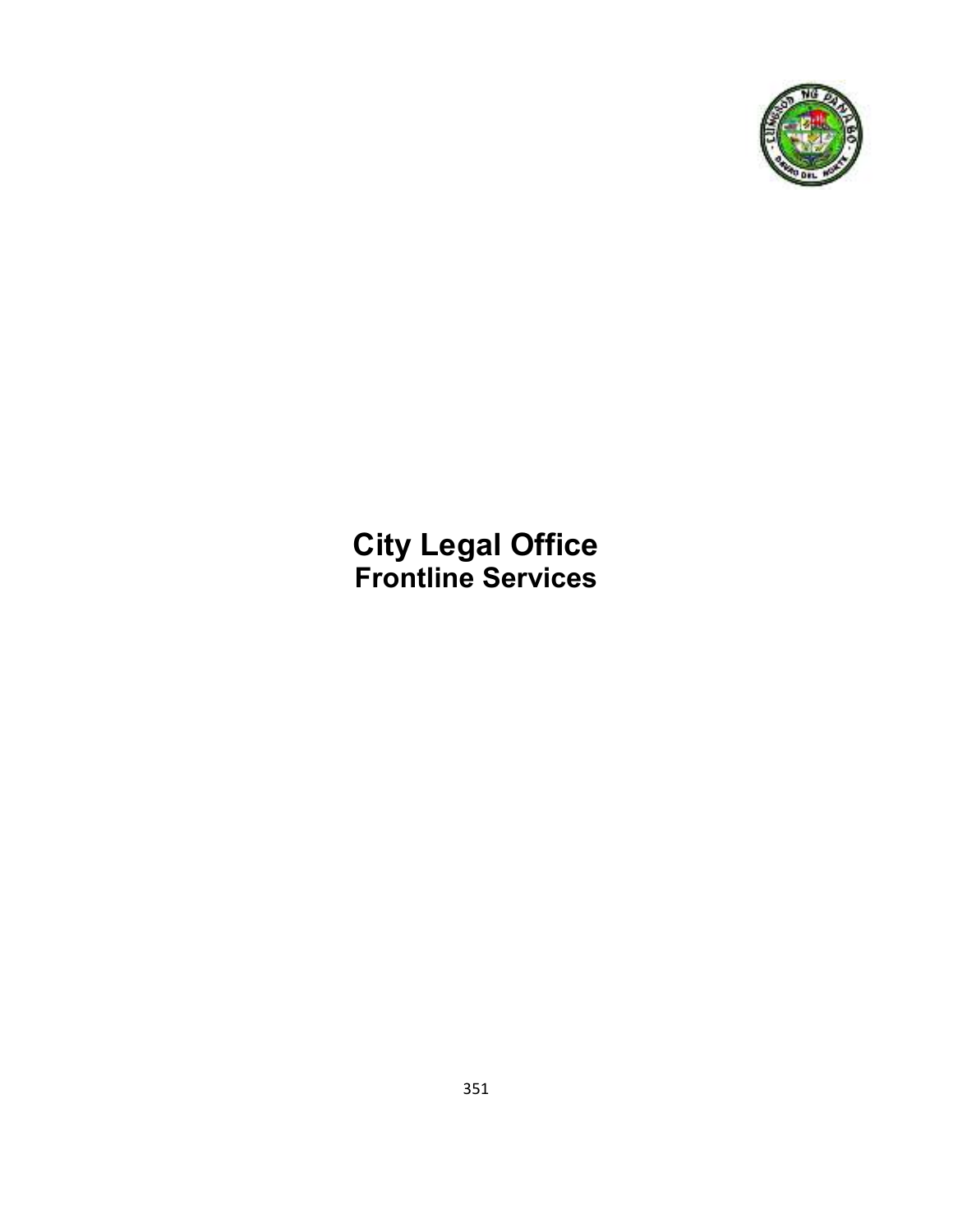# City Legal Office
## Frontline Services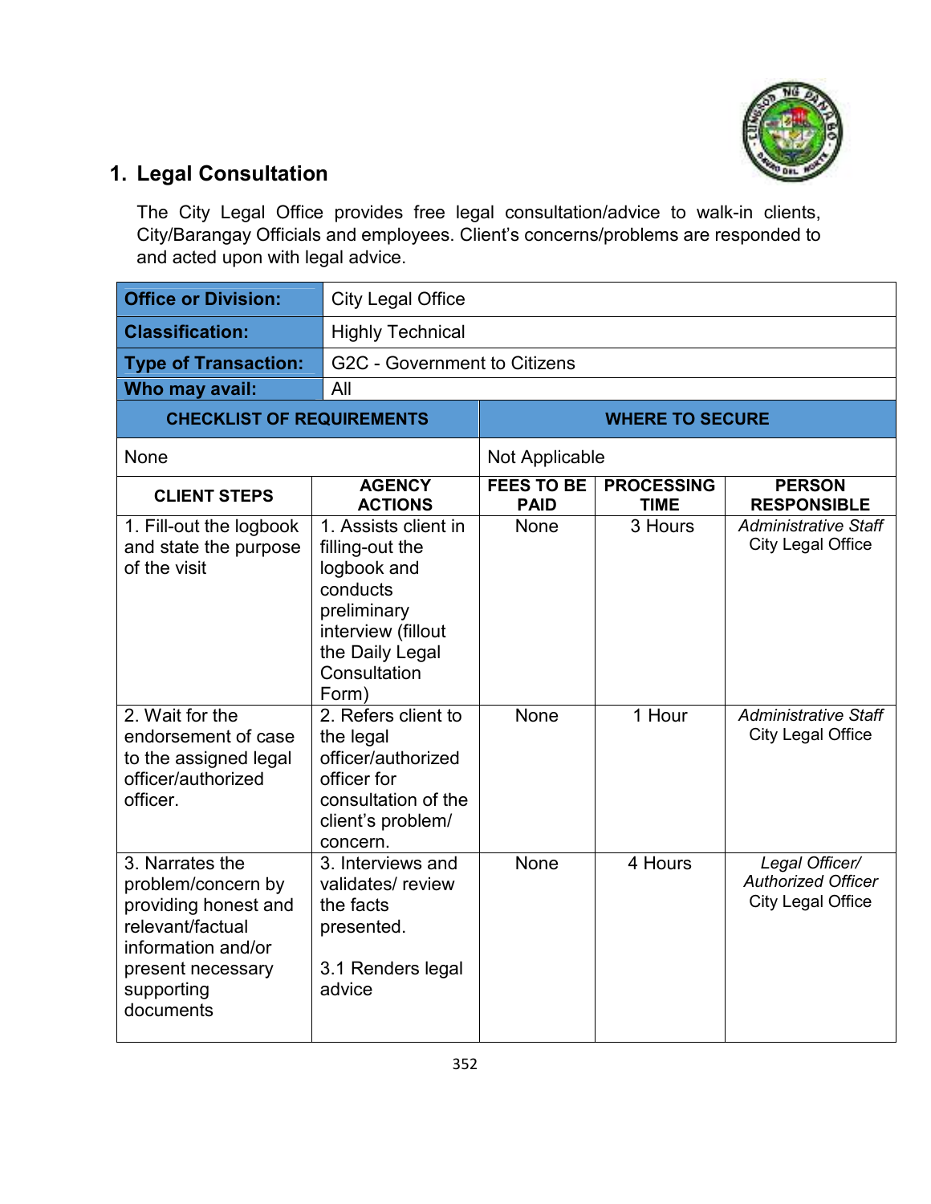## 1. Legal Consultation

The City Legal Office provides free legal consultation/advice to walk-in clients, City/Barangay Officials and employees. Client's concerns/problems are responded to and acted upon with legal advice.

| **Office or Division:** | City Legal Office | | | |
|---|---|---|---|---|
| **Classification:** | Highly Technical | | | |
| **Type of Transaction:** | G2C - Government to Citizens | | | |
| **Who may avail:** | All | | | |
| **CHECKLIST OF REQUIREMENTS** | | **WHERE TO SECURE** | | |
| None | | Not Applicable | | |
| **CLIENT STEPS** | **AGENCY ACTIONS** | **FEES TO BE PAID** | **PROCESSING TIME** | **PERSON RESPONSIBLE** |
| 1. Fill-out the logbook and state the purpose of the visit | 1. Assists client in filling-out the logbook and conducts preliminary interview (fillout the Daily Legal Consultation Form) | None | 3 Hours | *Administrative Staff* City Legal Office |
| 2. Wait for the endorsement of case to the assigned legal officer/authorized officer. | 2. Refers client to the legal officer/authorized officer for consultation of the client's problem/ concern. | None | 1 Hour | *Administrative Staff* City Legal Office |
| 3. Narrates the problem/concern by providing honest and relevant/factual information and/or present necessary supporting documents | 3. Interviews and validates/ review the facts presented.<br><br>3.1 Renders legal advice | None | 4 Hours | *Legal Officer/ Authorized Officer* City Legal Office |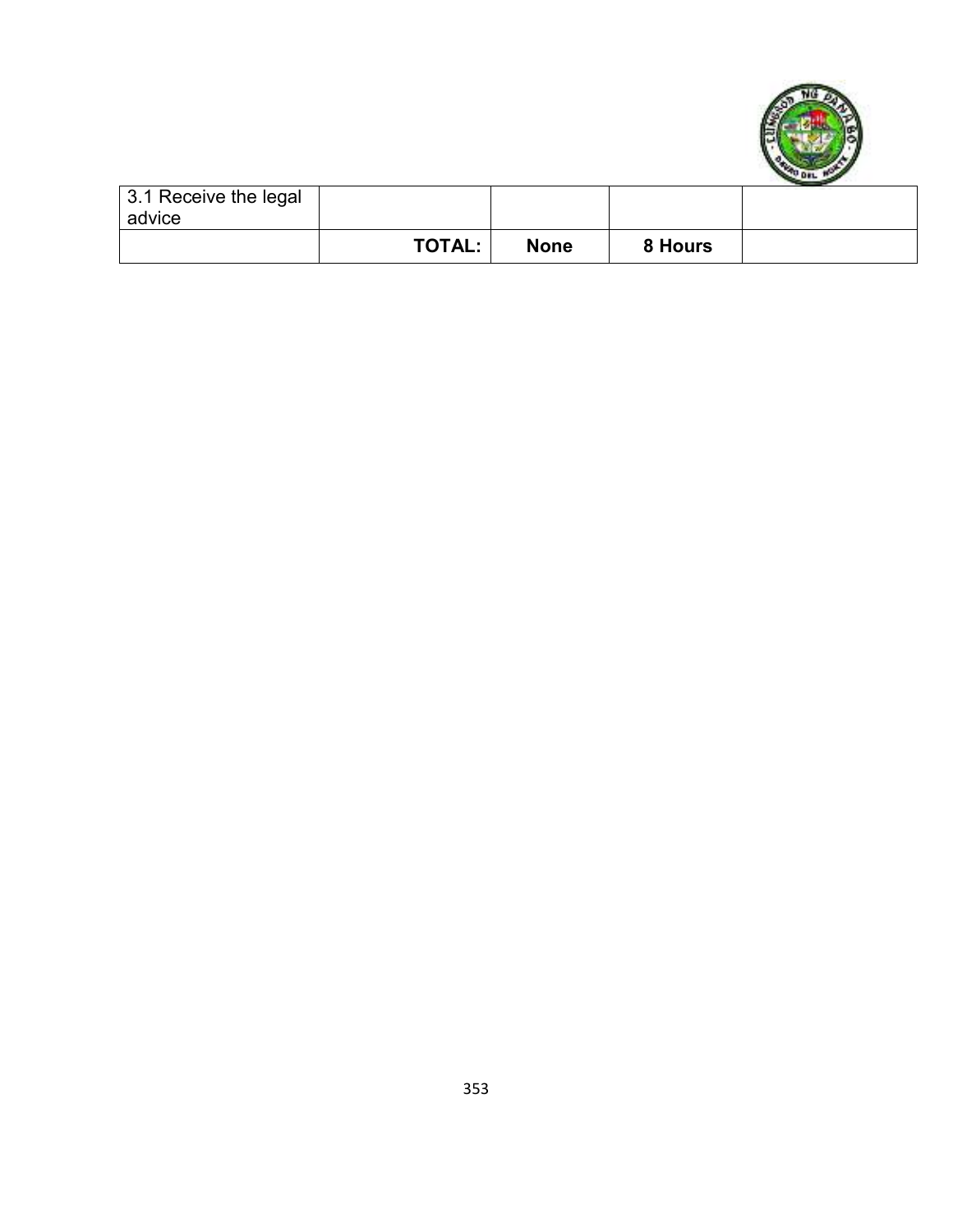| | | | | |
|---|---|---|---|---|
| 3.1 Receive the legal advice | | | | |
| | **TOTAL:** | **None** | **8 Hours** | |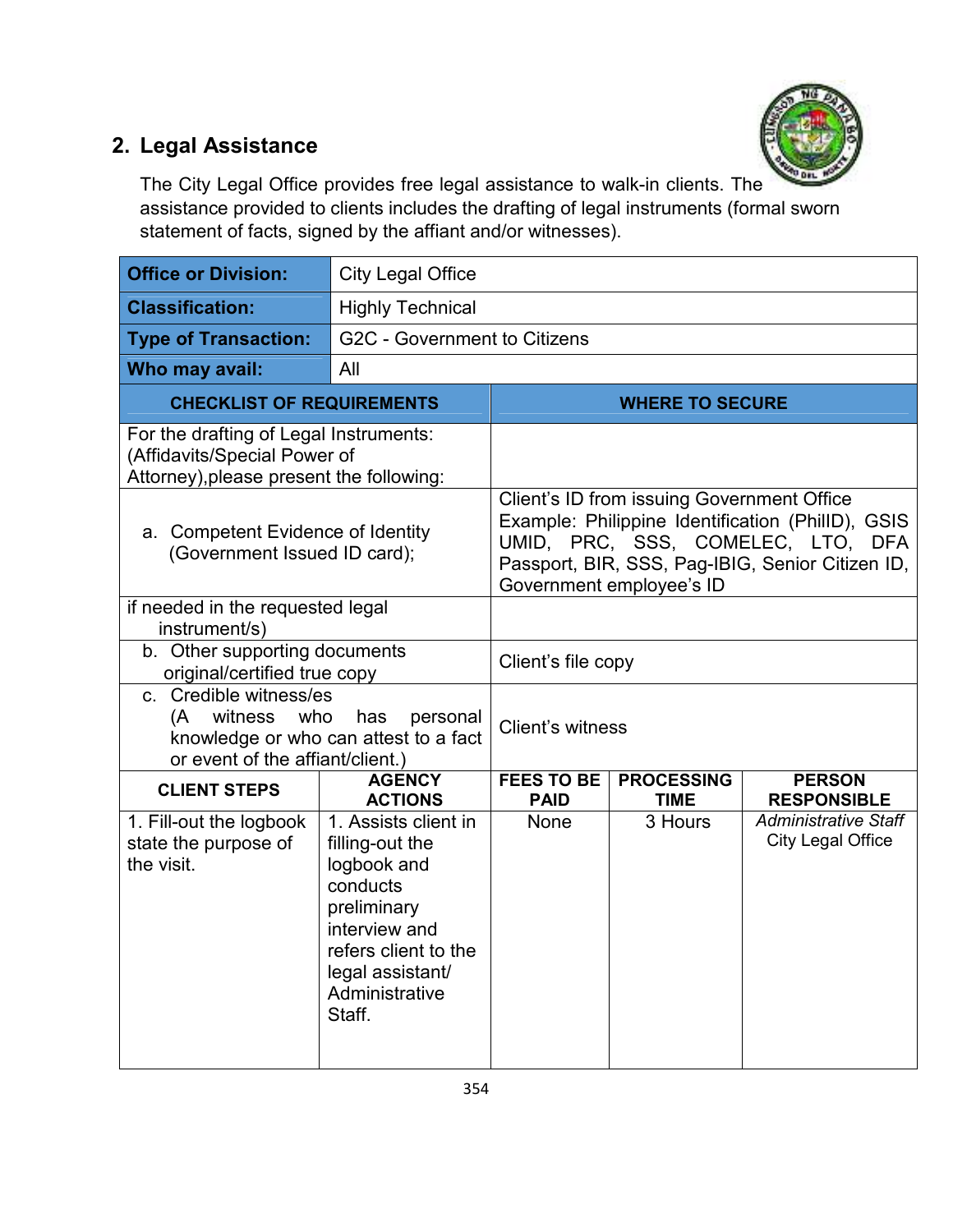## 2. Legal Assistance

The City Legal Office provides free legal assistance to walk-in clients. The assistance provided to clients includes the drafting of legal instruments (formal sworn statement of facts, signed by the affiant and/or witnesses).

| **Office or Division:** | City Legal Office | | | |
|---|---|---|---|---|
| **Classification:** | Highly Technical | | | |
| **Type of Transaction:** | G2C - Government to Citizens | | | |
| **Who may avail:** | All | | | |
| **CHECKLIST OF REQUIREMENTS** | | **WHERE TO SECURE** | | |
| For the drafting of Legal Instruments: (Affidavits/Special Power of Attorney),please present the following: | | | | |
| a. Competent Evidence of Identity (Government Issued ID card); | | Client's ID from issuing Government Office Example: Philippine Identification (PhilID), GSIS UMID, PRC, SSS, COMELEC, LTO, DFA Passport, BIR, SSS, Pag-IBIG, Senior Citizen ID, Government employee's ID | | |
| if needed in the requested legal instrument/s) | | | | |
| b. Other supporting documents original/certified true copy | | Client's file copy | | |
| c. Credible witness/es (A witness who has personal knowledge or who can attest to a fact or event of the affiant/client.) | | Client's witness | | |
| **CLIENT STEPS** | **AGENCY ACTIONS** | **FEES TO BE PAID** | **PROCESSING TIME** | **PERSON RESPONSIBLE** |
| 1. Fill-out the logbook state the purpose of the visit. | 1. Assists client in filling-out the logbook and conducts preliminary interview and refers client to the legal assistant/ Administrative Staff. | None | 3 Hours | *Administrative Staff* City Legal Office |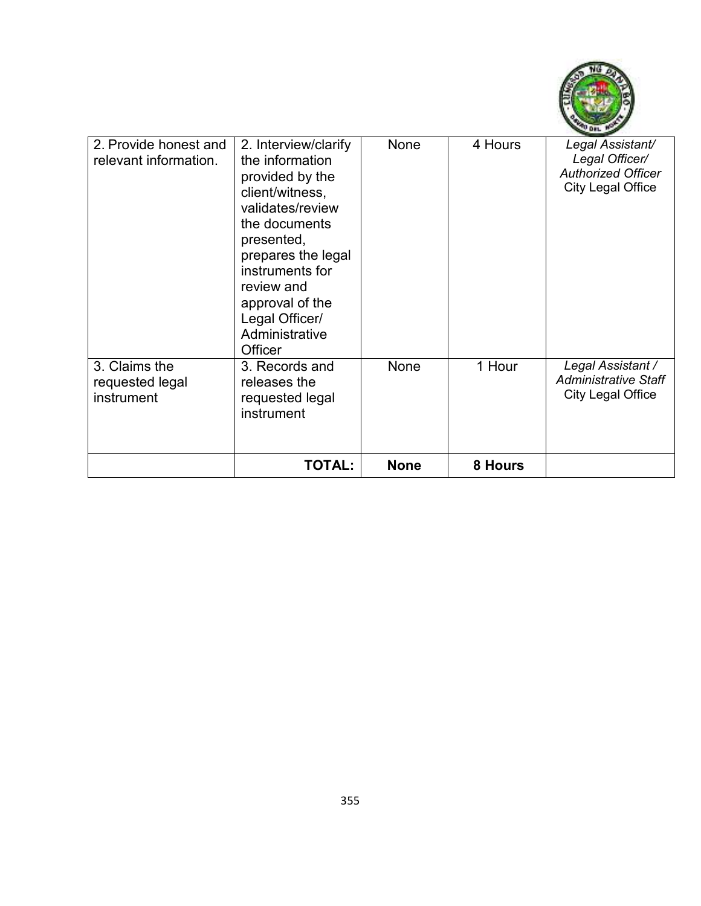| | | | | |
|---|---|---|---|---|
| 2. Provide honest and relevant information. | 2. Interview/clarify the information provided by the client/witness, validates/review the documents presented, prepares the legal instruments for review and approval of the Legal Officer/ Administrative Officer | None | 4 Hours | *Legal Assistant/ Legal Officer/ Authorized Officer* City Legal Office |
| 3. Claims the requested legal instrument | 3. Records and releases the requested legal instrument | None | 1 Hour | *Legal Assistant / Administrative Staff* City Legal Office |
| | **TOTAL:** | **None** | **8 Hours** | |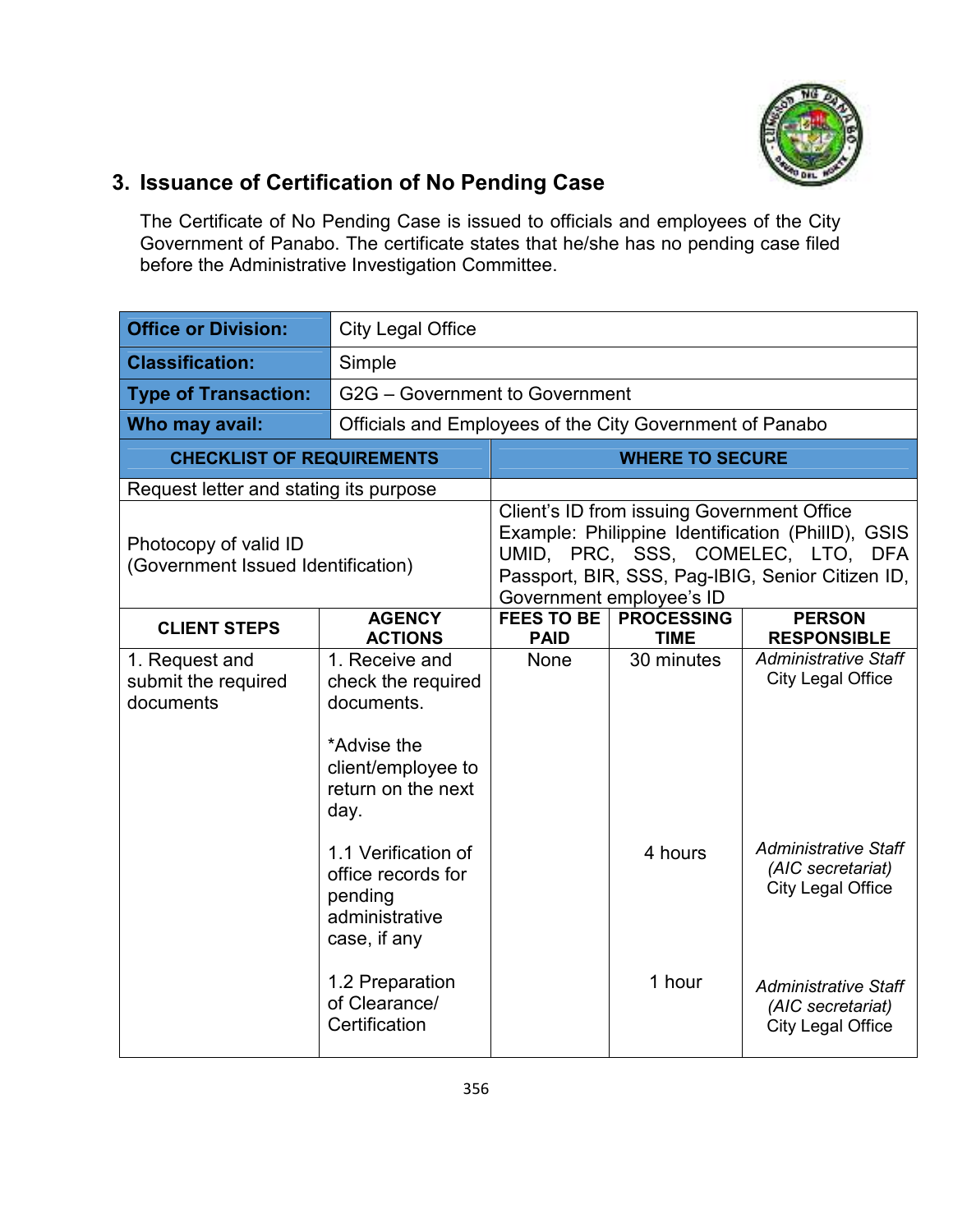## 3. Issuance of Certification of No Pending Case

The Certificate of No Pending Case is issued to officials and employees of the City Government of Panabo. The certificate states that he/she has no pending case filed before the Administrative Investigation Committee.

| | |
|---|---|
| **Office or Division:** | City Legal Office |
| **Classification:** | Simple |
| **Type of Transaction:** | G2G – Government to Government |
| **Who may avail:** | Officials and Employees of the City Government of Panabo |

| CHECKLIST OF REQUIREMENTS | WHERE TO SECURE |
|---|---|
| Request letter and stating its purpose | |
| Photocopy of valid ID (Government Issued Identification) | Client's ID from issuing Government Office Example: Philippine Identification (PhilID), GSIS UMID, PRC, SSS, COMELEC, LTO, DFA Passport, BIR, SSS, Pag-IBIG, Senior Citizen ID, Government employee's ID |

| CLIENT STEPS | AGENCY ACTIONS | FEES TO BE PAID | PROCESSING TIME | PERSON RESPONSIBLE |
|---|---|---|---|---|
| 1. Request and submit the required documents | 1. Receive and check the required documents.<br><br>*Advise the client/employee to return on the next day. | None | 30 minutes | *Administrative Staff* City Legal Office |
| | 1.1 Verification of office records for pending administrative case, if any | | 4 hours | *Administrative Staff (AIC secretariat)* City Legal Office |
| | 1.2 Preparation of Clearance/ Certification | | 1 hour | *Administrative Staff (AIC secretariat)* City Legal Office |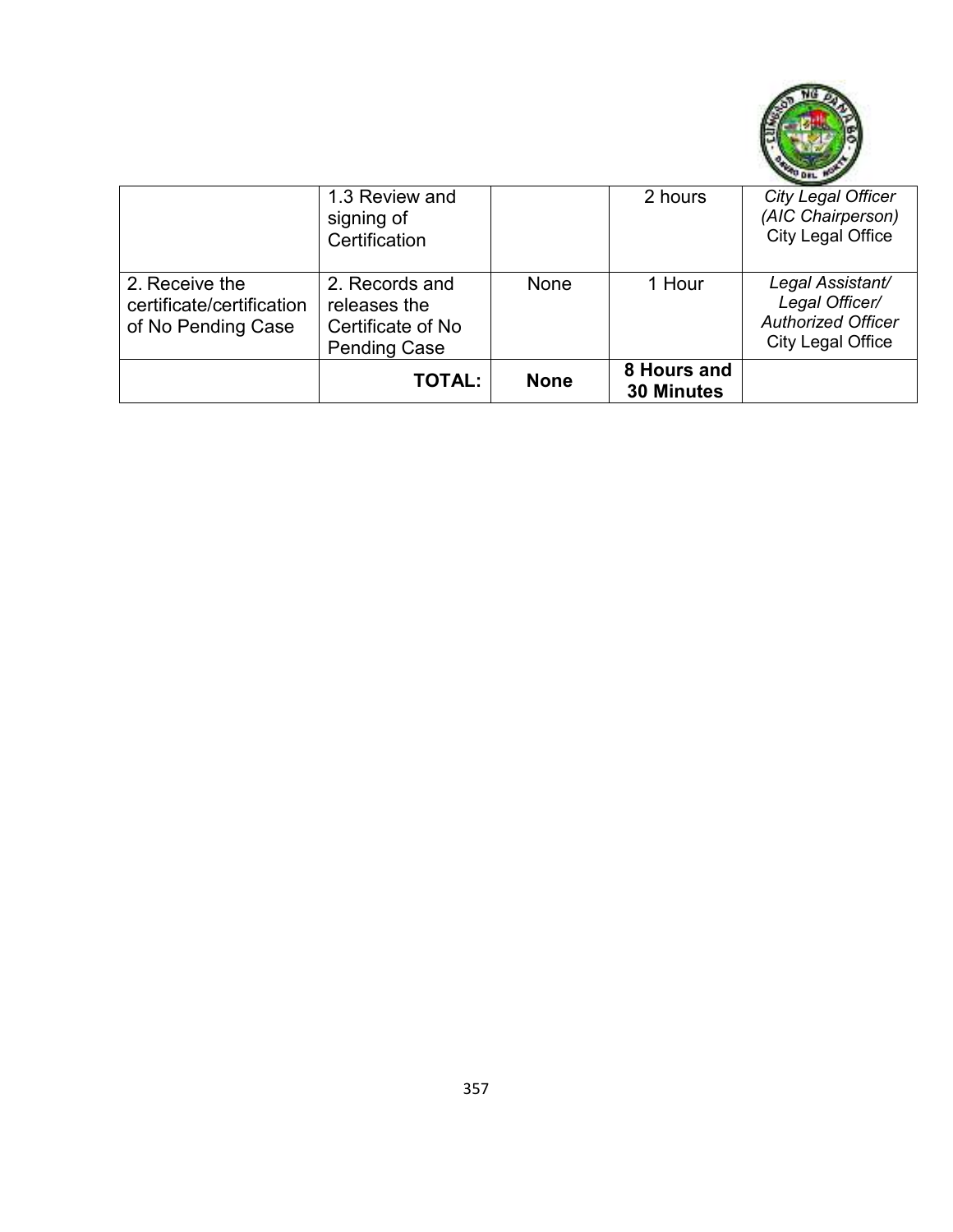| | | | | |
|---|---|---|---|---|
| | 1.3 Review and signing of Certification | | 2 hours | *City Legal Officer (AIC Chairperson)* City Legal Office |
| 2. Receive the certificate/certification of No Pending Case | 2. Records and releases the Certificate of No Pending Case | None | 1 Hour | *Legal Assistant/ Legal Officer/ Authorized Officer* City Legal Office |
| | **TOTAL:** | **None** | **8 Hours and 30 Minutes** | |